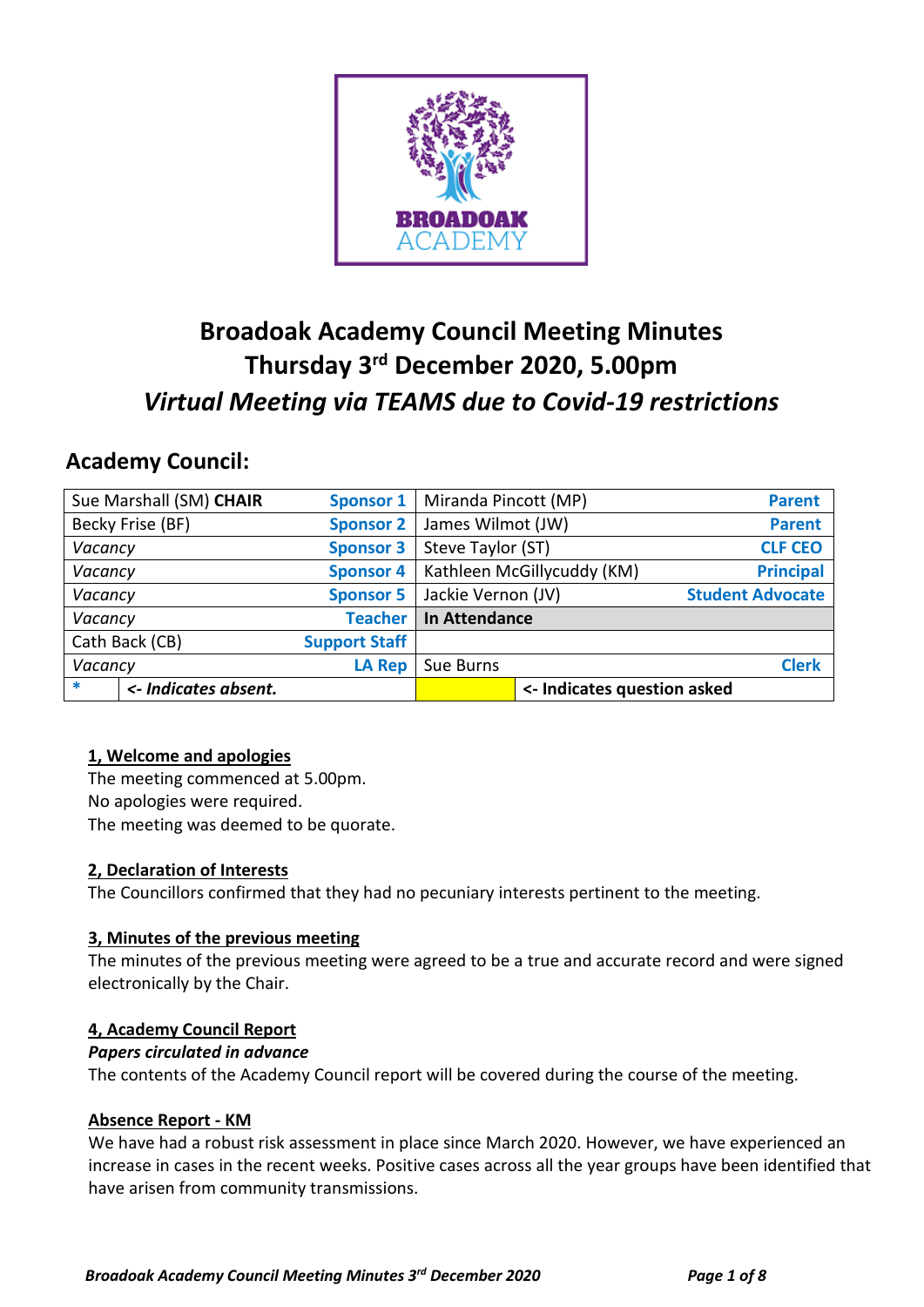# Broadoak Academy Council Meeting Minutes
## Thursday 3rd December 2020, 5.00pm
### *Virtual Meeting via TEAMS due to Covid-19 restrictions*

## Academy Council:

| | | | |
|---|---|---|---|
| Sue Marshall (SM) **CHAIR** | **Sponsor 1** | Miranda Pincott (MP) | **Parent** |
| Becky Frise (BF) | **Sponsor 2** | James Wilmot (JW) | **Parent** |
| *Vacancy* | **Sponsor 3** | Steve Taylor (ST) | **CLF CEO** |
| *Vacancy* | **Sponsor 4** | Kathleen McGillycuddy (KM) | **Principal** |
| *Vacancy* | **Sponsor 5** | Jackie Vernon (JV) | **Student Advocate** |
| *Vacancy* | **Teacher** | **In Attendance** | |
| Cath Back (CB) | **Support Staff** | | |
| *Vacancy* | **LA Rep** | Sue Burns | **Clerk** |
| * | ***<- Indicates absent.*** | | **<- Indicates question asked** |

**1, Welcome and apologies**

The meeting commenced at 5.00pm.
No apologies were required.
The meeting was deemed to be quorate.

**2, Declaration of Interests**

The Councillors confirmed that they had no pecuniary interests pertinent to the meeting.

**3, Minutes of the previous meeting**

The minutes of the previous meeting were agreed to be a true and accurate record and were signed electronically by the Chair.

**4, Academy Council Report**

***Papers circulated in advance***

The contents of the Academy Council report will be covered during the course of the meeting.

**Absence Report - KM**

We have had a robust risk assessment in place since March 2020. However, we have experienced an increase in cases in the recent weeks. Positive cases across all the year groups have been identified that have arisen from community transmissions.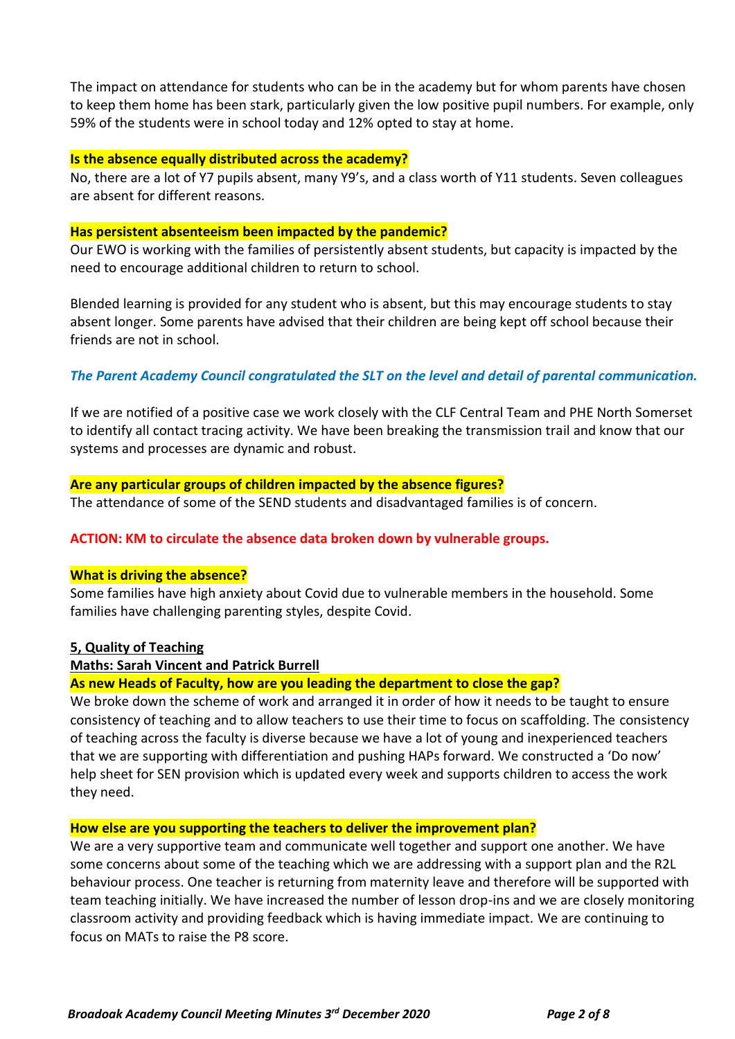The impact on attendance for students who can be in the academy but for whom parents have chosen to keep them home has been stark, particularly given the low positive pupil numbers. For example, only 59% of the students were in school today and 12% opted to stay at home.

**Is the absence equally distributed across the academy?**

No, there are a lot of Y7 pupils absent, many Y9's, and a class worth of Y11 students. Seven colleagues are absent for different reasons.

**Has persistent absenteeism been impacted by the pandemic?**

Our EWO is working with the families of persistently absent students, but capacity is impacted by the need to encourage additional children to return to school.

Blended learning is provided for any student who is absent, but this may encourage students to stay absent longer. Some parents have advised that their children are being kept off school because their friends are not in school.

***The Parent Academy Council congratulated the SLT on the level and detail of parental communication.***

If we are notified of a positive case we work closely with the CLF Central Team and PHE North Somerset to identify all contact tracing activity. We have been breaking the transmission trail and know that our systems and processes are dynamic and robust.

**Are any particular groups of children impacted by the absence figures?**

The attendance of some of the SEND students and disadvantaged families is of concern.

**ACTION: KM to circulate the absence data broken down by vulnerable groups.**

**What is driving the absence?**

Some families have high anxiety about Covid due to vulnerable members in the household. Some families have challenging parenting styles, despite Covid.

**5, Quality of Teaching**

**Maths: Sarah Vincent and Patrick Burrell**

**As new Heads of Faculty, how are you leading the department to close the gap?**

We broke down the scheme of work and arranged it in order of how it needs to be taught to ensure consistency of teaching and to allow teachers to use their time to focus on scaffolding. The consistency of teaching across the faculty is diverse because we have a lot of young and inexperienced teachers that we are supporting with differentiation and pushing HAPs forward. We constructed a 'Do now' help sheet for SEN provision which is updated every week and supports children to access the work they need.

**How else are you supporting the teachers to deliver the improvement plan?**

We are a very supportive team and communicate well together and support one another. We have some concerns about some of the teaching which we are addressing with a support plan and the R2L behaviour process. One teacher is returning from maternity leave and therefore will be supported with team teaching initially. We have increased the number of lesson drop-ins and we are closely monitoring classroom activity and providing feedback which is having immediate impact. We are continuing to focus on MATs to raise the P8 score.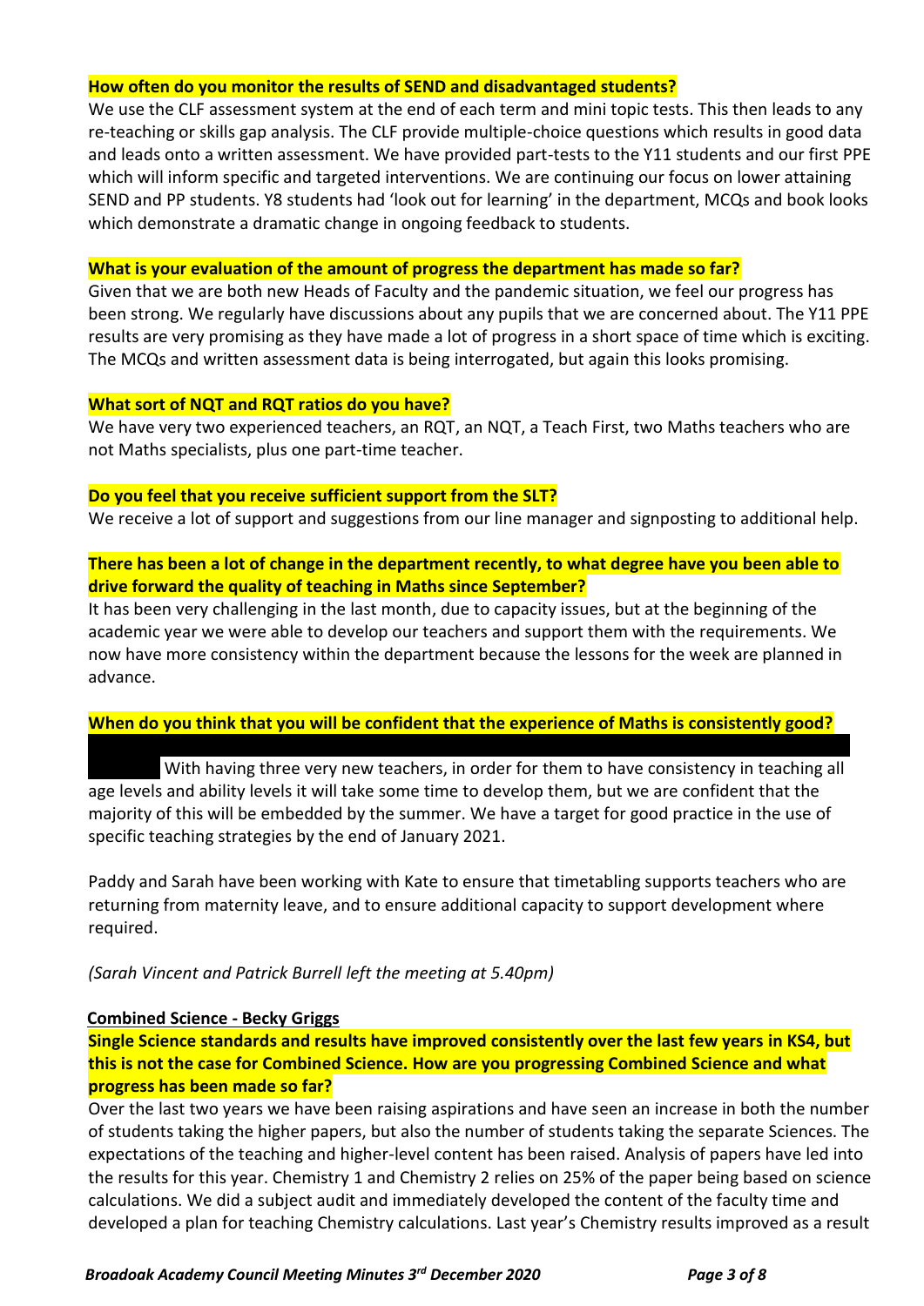**How often do you monitor the results of SEND and disadvantaged students?**

We use the CLF assessment system at the end of each term and mini topic tests. This then leads to any re-teaching or skills gap analysis. The CLF provide multiple-choice questions which results in good data and leads onto a written assessment. We have provided part-tests to the Y11 students and our first PPE which will inform specific and targeted interventions. We are continuing our focus on lower attaining SEND and PP students. Y8 students had 'look out for learning' in the department, MCQs and book looks which demonstrate a dramatic change in ongoing feedback to students.

**What is your evaluation of the amount of progress the department has made so far?**

Given that we are both new Heads of Faculty and the pandemic situation, we feel our progress has been strong. We regularly have discussions about any pupils that we are concerned about. The Y11 PPE results are very promising as they have made a lot of progress in a short space of time which is exciting. The MCQs and written assessment data is being interrogated, but again this looks promising.

**What sort of NQT and RQT ratios do you have?**

We have very two experienced teachers, an RQT, an NQT, a Teach First, two Maths teachers who are not Maths specialists, plus one part-time teacher.

**Do you feel that you receive sufficient support from the SLT?**

We receive a lot of support and suggestions from our line manager and signposting to additional help.

**There has been a lot of change in the department recently, to what degree have you been able to drive forward the quality of teaching in Maths since September?**

It has been very challenging in the last month, due to capacity issues, but at the beginning of the academic year we were able to develop our teachers and support them with the requirements. We now have more consistency within the department because the lessons for the week are planned in advance.

**When do you think that you will be confident that the experience of Maths is consistently good?**

With having three very new teachers, in order for them to have consistency in teaching all age levels and ability levels it will take some time to develop them, but we are confident that the majority of this will be embedded by the summer. We have a target for good practice in the use of specific teaching strategies by the end of January 2021.

Paddy and Sarah have been working with Kate to ensure that timetabling supports teachers who are returning from maternity leave, and to ensure additional capacity to support development where required.

*(Sarah Vincent and Patrick Burrell left the meeting at 5.40pm)*

**Combined Science - Becky Griggs**

**Single Science standards and results have improved consistently over the last few years in KS4, but this is not the case for Combined Science. How are you progressing Combined Science and what progress has been made so far?**

Over the last two years we have been raising aspirations and have seen an increase in both the number of students taking the higher papers, but also the number of students taking the separate Sciences. The expectations of the teaching and higher-level content has been raised. Analysis of papers have led into the results for this year. Chemistry 1 and Chemistry 2 relies on 25% of the paper being based on science calculations. We did a subject audit and immediately developed the content of the faculty time and developed a plan for teaching Chemistry calculations. Last year's Chemistry results improved as a result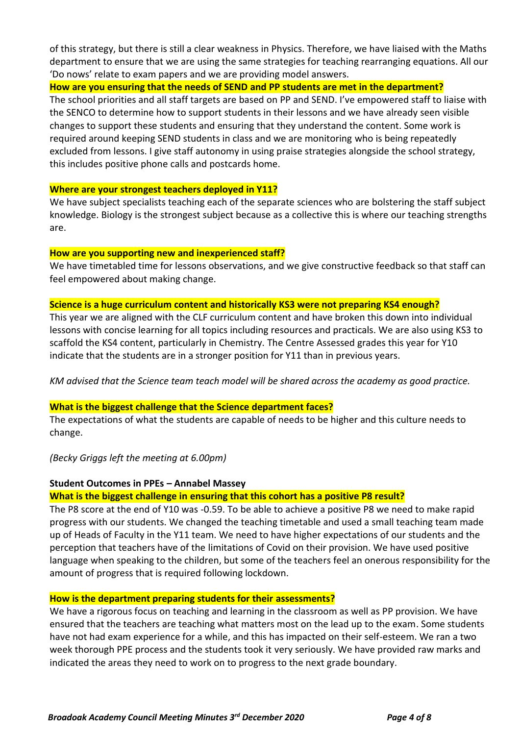of this strategy, but there is still a clear weakness in Physics. Therefore, we have liaised with the Maths department to ensure that we are using the same strategies for teaching rearranging equations. All our 'Do nows' relate to exam papers and we are providing model answers.

**How are you ensuring that the needs of SEND and PP students are met in the department?**

The school priorities and all staff targets are based on PP and SEND. I've empowered staff to liaise with the SENCO to determine how to support students in their lessons and we have already seen visible changes to support these students and ensuring that they understand the content. Some work is required around keeping SEND students in class and we are monitoring who is being repeatedly excluded from lessons. I give staff autonomy in using praise strategies alongside the school strategy, this includes positive phone calls and postcards home.

**Where are your strongest teachers deployed in Y11?**

We have subject specialists teaching each of the separate sciences who are bolstering the staff subject knowledge. Biology is the strongest subject because as a collective this is where our teaching strengths are.

**How are you supporting new and inexperienced staff?**

We have timetabled time for lessons observations, and we give constructive feedback so that staff can feel empowered about making change.

**Science is a huge curriculum content and historically KS3 were not preparing KS4 enough?**

This year we are aligned with the CLF curriculum content and have broken this down into individual lessons with concise learning for all topics including resources and practicals. We are also using KS3 to scaffold the KS4 content, particularly in Chemistry. The Centre Assessed grades this year for Y10 indicate that the students are in a stronger position for Y11 than in previous years.

*KM advised that the Science team teach model will be shared across the academy as good practice.*

**What is the biggest challenge that the Science department faces?**

The expectations of what the students are capable of needs to be higher and this culture needs to change.

*(Becky Griggs left the meeting at 6.00pm)*

**Student Outcomes in PPEs – Annabel Massey**

**What is the biggest challenge in ensuring that this cohort has a positive P8 result?**

The P8 score at the end of Y10 was -0.59. To be able to achieve a positive P8 we need to make rapid progress with our students. We changed the teaching timetable and used a small teaching team made up of Heads of Faculty in the Y11 team. We need to have higher expectations of our students and the perception that teachers have of the limitations of Covid on their provision. We have used positive language when speaking to the children, but some of the teachers feel an onerous responsibility for the amount of progress that is required following lockdown.

**How is the department preparing students for their assessments?**

We have a rigorous focus on teaching and learning in the classroom as well as PP provision. We have ensured that the teachers are teaching what matters most on the lead up to the exam. Some students have not had exam experience for a while, and this has impacted on their self-esteem. We ran a two week thorough PPE process and the students took it very seriously. We have provided raw marks and indicated the areas they need to work on to progress to the next grade boundary.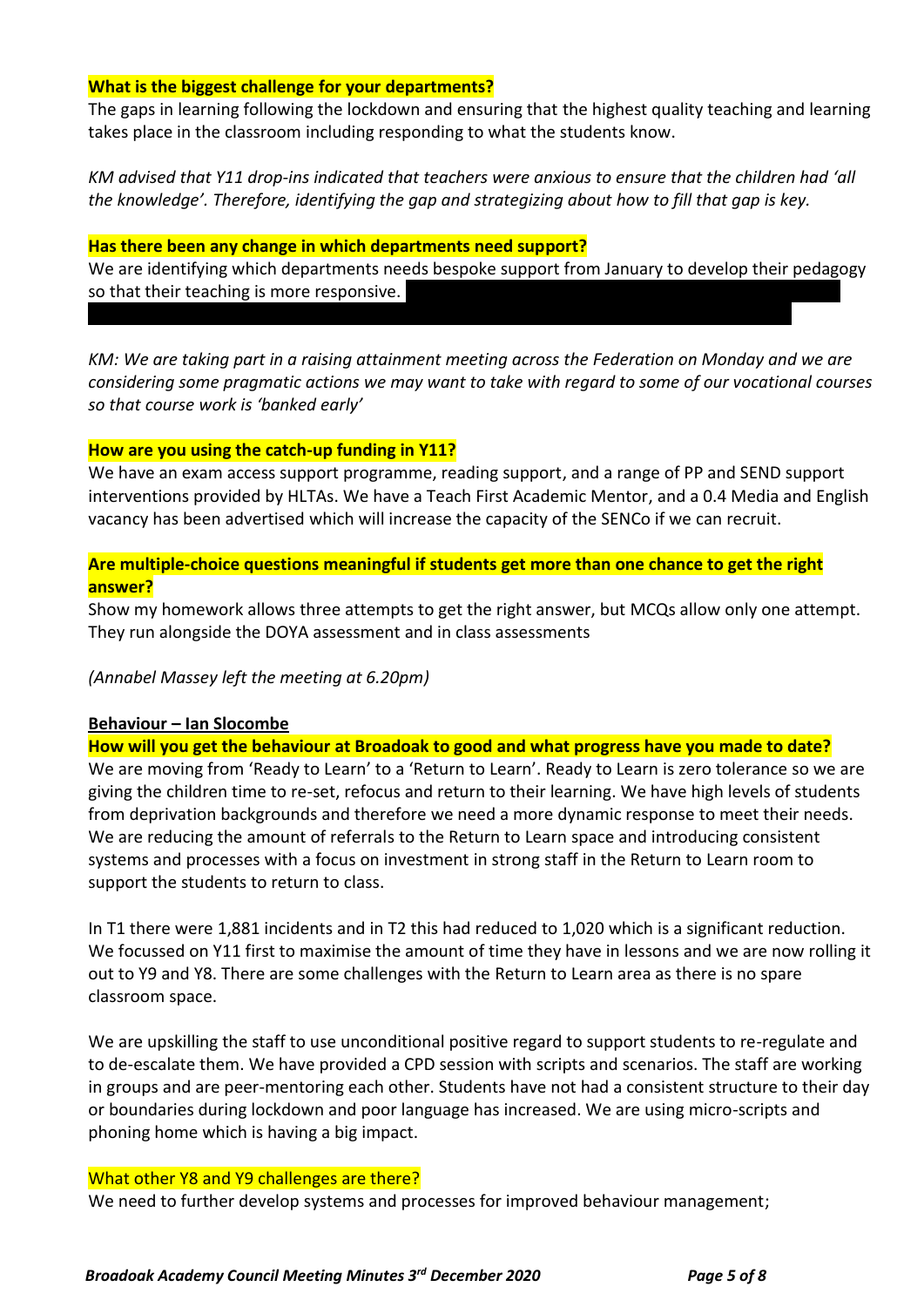**What is the biggest challenge for your departments?**

The gaps in learning following the lockdown and ensuring that the highest quality teaching and learning takes place in the classroom including responding to what the students know.

*KM advised that Y11 drop-ins indicated that teachers were anxious to ensure that the children had 'all the knowledge'. Therefore, identifying the gap and strategizing about how to fill that gap is key.*

**Has there been any change in which departments need support?**

We are identifying which departments needs bespoke support from January to develop their pedagogy so that their teaching is more responsive.

*KM: We are taking part in a raising attainment meeting across the Federation on Monday and we are considering some pragmatic actions we may want to take with regard to some of our vocational courses so that course work is 'banked early'*

**How are you using the catch-up funding in Y11?**

We have an exam access support programme, reading support, and a range of PP and SEND support interventions provided by HLTAs. We have a Teach First Academic Mentor, and a 0.4 Media and English vacancy has been advertised which will increase the capacity of the SENCo if we can recruit.

**Are multiple-choice questions meaningful if students get more than one chance to get the right answer?**

Show my homework allows three attempts to get the right answer, but MCQs allow only one attempt. They run alongside the DOYA assessment and in class assessments

*(Annabel Massey left the meeting at 6.20pm)*

**Behaviour – Ian Slocombe**

**How will you get the behaviour at Broadoak to good and what progress have you made to date?**

We are moving from 'Ready to Learn' to a 'Return to Learn'. Ready to Learn is zero tolerance so we are giving the children time to re-set, refocus and return to their learning. We have high levels of students from deprivation backgrounds and therefore we need a more dynamic response to meet their needs. We are reducing the amount of referrals to the Return to Learn space and introducing consistent systems and processes with a focus on investment in strong staff in the Return to Learn room to support the students to return to class.

In T1 there were 1,881 incidents and in T2 this had reduced to 1,020 which is a significant reduction. We focussed on Y11 first to maximise the amount of time they have in lessons and we are now rolling it out to Y9 and Y8. There are some challenges with the Return to Learn area as there is no spare classroom space.

We are upskilling the staff to use unconditional positive regard to support students to re-regulate and to de-escalate them. We have provided a CPD session with scripts and scenarios. The staff are working in groups and are peer-mentoring each other. Students have not had a consistent structure to their day or boundaries during lockdown and poor language has increased. We are using micro-scripts and phoning home which is having a big impact.

What other Y8 and Y9 challenges are there?

We need to further develop systems and processes for improved behaviour management;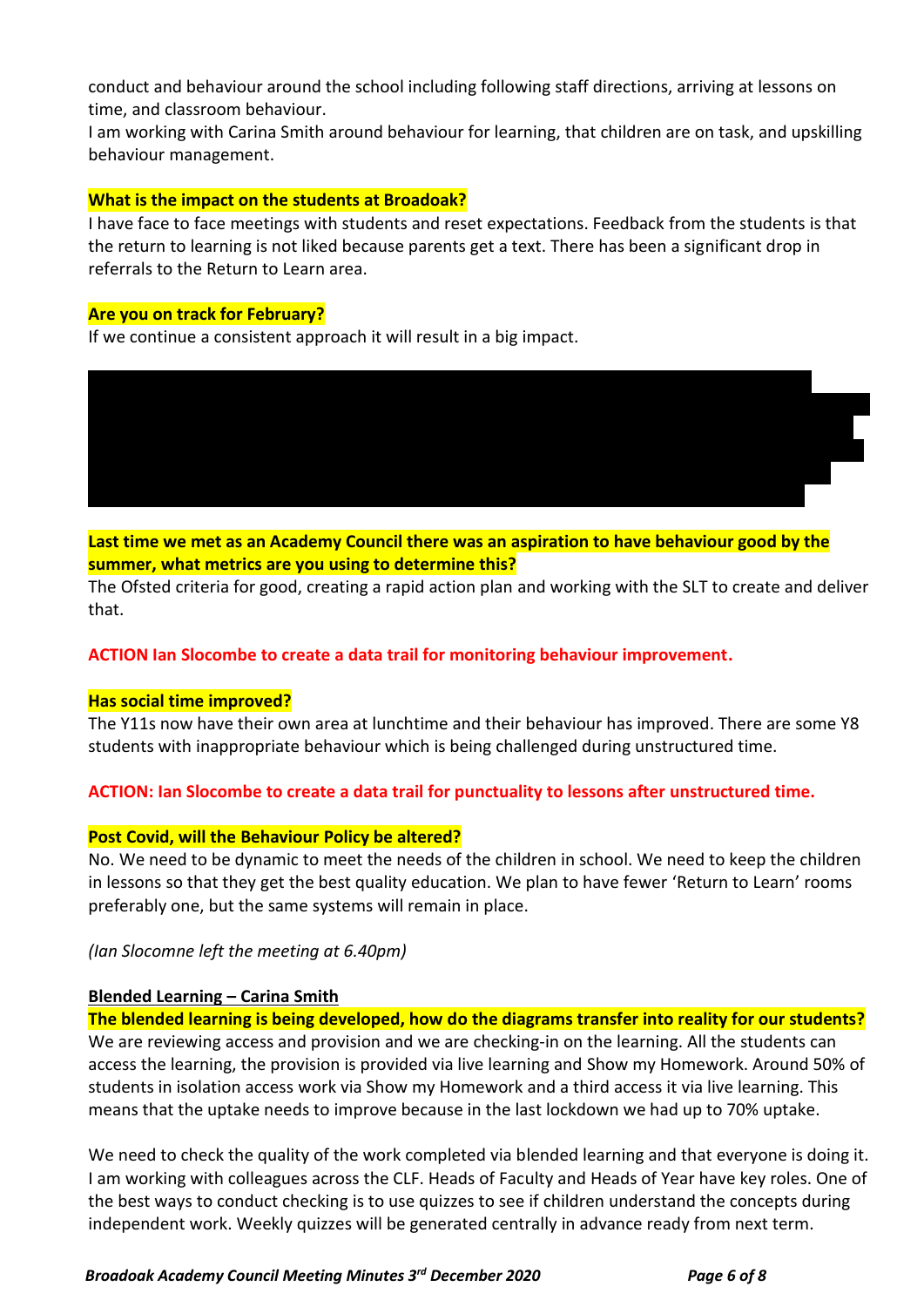conduct and behaviour around the school including following staff directions, arriving at lessons on time, and classroom behaviour.
I am working with Carina Smith around behaviour for learning, that children are on task, and upskilling behaviour management.

**What is the impact on the students at Broadoak?**
I have face to face meetings with students and reset expectations. Feedback from the students is that the return to learning is not liked because parents get a text. There has been a significant drop in referrals to the Return to Learn area.

**Are you on track for February?**
If we continue a consistent approach it will result in a big impact.

**Last time we met as an Academy Council there was an aspiration to have behaviour good by the summer, what metrics are you using to determine this?**
The Ofsted criteria for good, creating a rapid action plan and working with the SLT to create and deliver that.

**ACTION Ian Slocombe to create a data trail for monitoring behaviour improvement.**

**Has social time improved?**
The Y11s now have their own area at lunchtime and their behaviour has improved. There are some Y8 students with inappropriate behaviour which is being challenged during unstructured time.

**ACTION: Ian Slocombe to create a data trail for punctuality to lessons after unstructured time.**

**Post Covid, will the Behaviour Policy be altered?**
No. We need to be dynamic to meet the needs of the children in school. We need to keep the children in lessons so that they get the best quality education. We plan to have fewer 'Return to Learn' rooms preferably one, but the same systems will remain in place.

*(Ian Slocomne left the meeting at 6.40pm)*

**Blended Learning – Carina Smith**

**The blended learning is being developed, how do the diagrams transfer into reality for our students?**
We are reviewing access and provision and we are checking-in on the learning. All the students can access the learning, the provision is provided via live learning and Show my Homework. Around 50% of students in isolation access work via Show my Homework and a third access it via live learning. This means that the uptake needs to improve because in the last lockdown we had up to 70% uptake.

We need to check the quality of the work completed via blended learning and that everyone is doing it. I am working with colleagues across the CLF. Heads of Faculty and Heads of Year have key roles. One of the best ways to conduct checking is to use quizzes to see if children understand the concepts during independent work. Weekly quizzes will be generated centrally in advance ready from next term.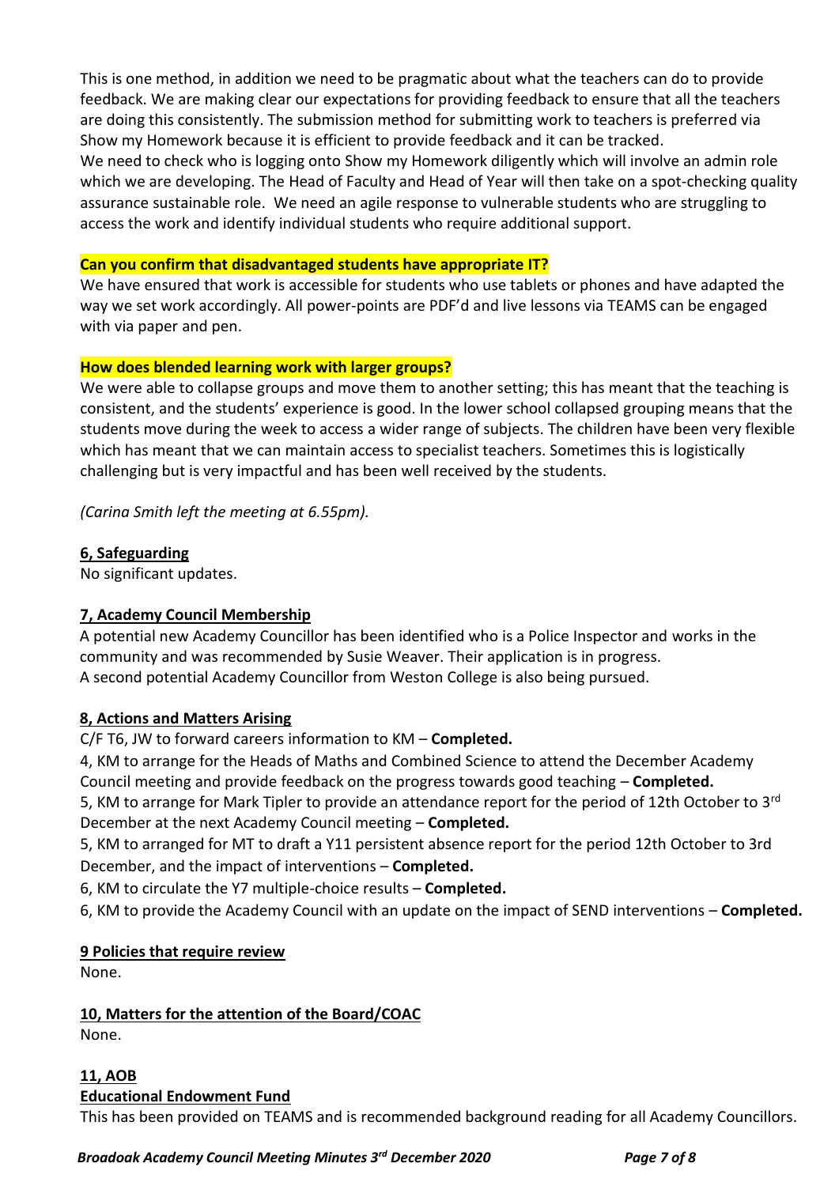This is one method, in addition we need to be pragmatic about what the teachers can do to provide feedback. We are making clear our expectations for providing feedback to ensure that all the teachers are doing this consistently. The submission method for submitting work to teachers is preferred via Show my Homework because it is efficient to provide feedback and it can be tracked.
We need to check who is logging onto Show my Homework diligently which will involve an admin role which we are developing. The Head of Faculty and Head of Year will then take on a spot-checking quality assurance sustainable role. We need an agile response to vulnerable students who are struggling to access the work and identify individual students who require additional support.

**Can you confirm that disadvantaged students have appropriate IT?**
We have ensured that work is accessible for students who use tablets or phones and have adapted the way we set work accordingly. All power-points are PDF'd and live lessons via TEAMS can be engaged with via paper and pen.

**How does blended learning work with larger groups?**
We were able to collapse groups and move them to another setting; this has meant that the teaching is consistent, and the students' experience is good. In the lower school collapsed grouping means that the students move during the week to access a wider range of subjects. The children have been very flexible which has meant that we can maintain access to specialist teachers. Sometimes this is logistically challenging but is very impactful and has been well received by the students.

*(Carina Smith left the meeting at 6.55pm).*

**6, Safeguarding**
No significant updates.

**7, Academy Council Membership**
A potential new Academy Councillor has been identified who is a Police Inspector and works in the community and was recommended by Susie Weaver. Their application is in progress.
A second potential Academy Councillor from Weston College is also being pursued.

**8, Actions and Matters Arising**
C/F T6, JW to forward careers information to KM – **Completed.**
4, KM to arrange for the Heads of Maths and Combined Science to attend the December Academy Council meeting and provide feedback on the progress towards good teaching – **Completed.**
5, KM to arrange for Mark Tipler to provide an attendance report for the period of 12th October to 3rd December at the next Academy Council meeting – **Completed.**
5, KM to arranged for MT to draft a Y11 persistent absence report for the period 12th October to 3rd December, and the impact of interventions – **Completed.**
6, KM to circulate the Y7 multiple-choice results – **Completed.**
6, KM to provide the Academy Council with an update on the impact of SEND interventions – **Completed.**

**9 Policies that require review**
None.

**10, Matters for the attention of the Board/COAC**
None.

**11, AOB**
**Educational Endowment Fund**
This has been provided on TEAMS and is recommended background reading for all Academy Councillors.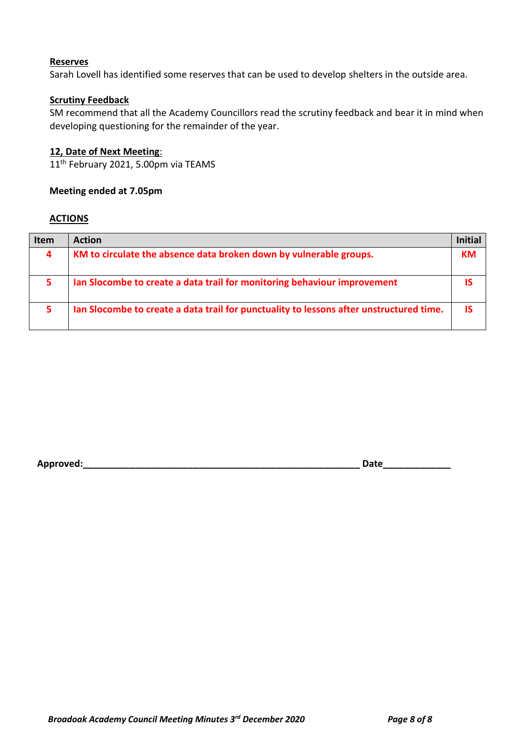**Reserves**

Sarah Lovell has identified some reserves that can be used to develop shelters in the outside area.

**Scrutiny Feedback**

SM recommend that all the Academy Councillors read the scrutiny feedback and bear it in mind when developing questioning for the remainder of the year.

**12, Date of Next Meeting:**

11th February 2021, 5.00pm via TEAMS

**Meeting ended at 7.05pm**

**ACTIONS**

| Item | Action | Initial |
|---|---|---|
| 4 | **KM to circulate the absence data broken down by vulnerable groups.** | **KM** |
| 5 | **Ian Slocombe to create a data trail for monitoring behaviour improvement** | **IS** |
| 5 | **Ian Slocombe to create a data trail for punctuality to lessons after unstructured time.** | **IS** |

**Approved:**_______________________________________________________ **Date**_____________